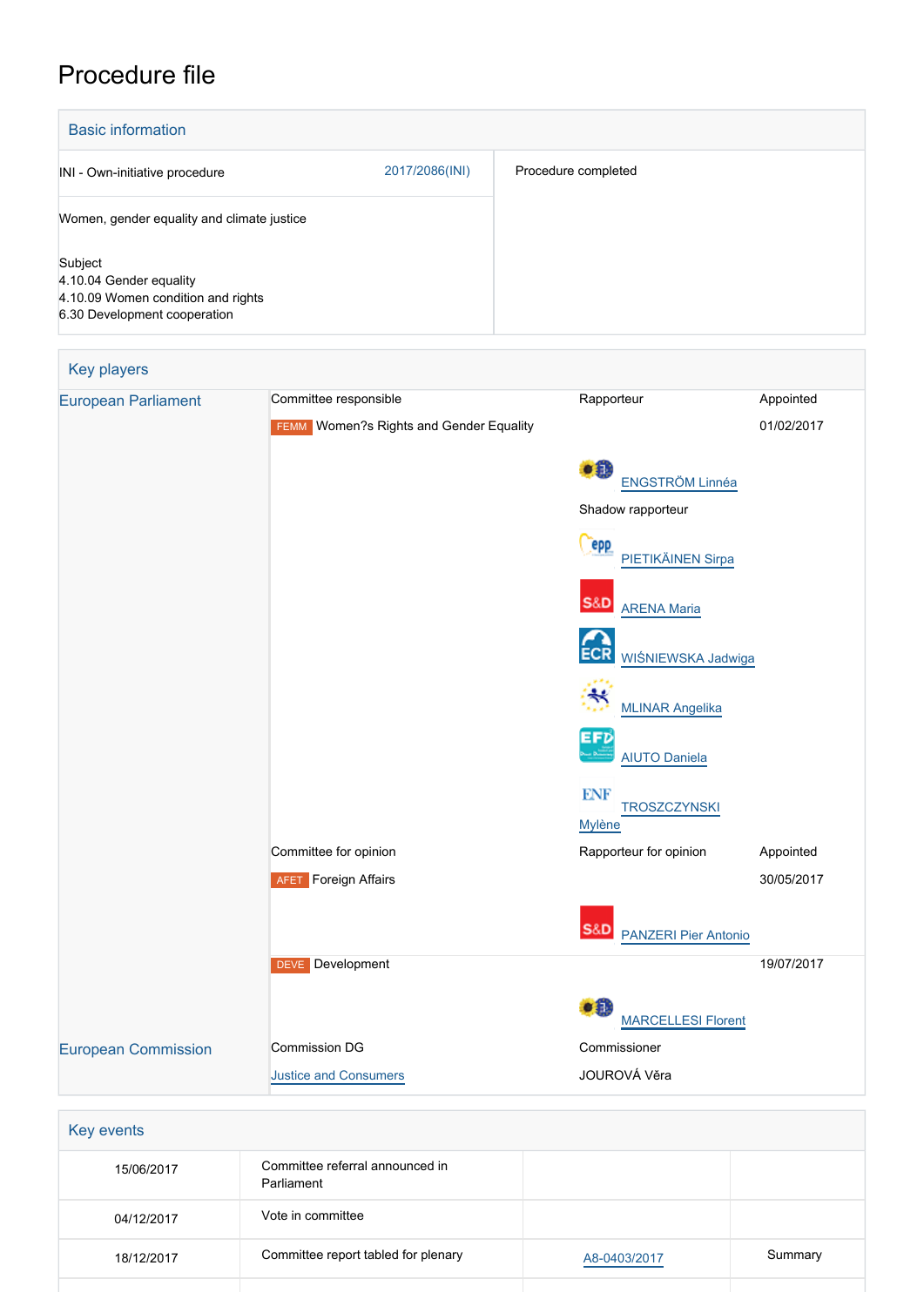# Procedure file

## Basic information

| INI - Own-initiative procedure | 2017/2086(INI) | Procedure completed |
|---|---|---|
| Women, gender equality and climate justice | | |
| Subject<br>4.10.04 Gender equality<br>4.10.09 Women condition and rights<br>6.30 Development cooperation | | |

## Key players

| | | | |
|---|---|---|---|
| European Parliament | Committee responsible | Rapporteur | Appointed |
| | FEMM Women?s Rights and Gender Equality | | 01/02/2017 |
| | | ENGSTRÖM Linnéa | |
| | | Shadow rapporteur | |
| | | PIETIKÄINEN Sirpa | |
| | | ARENA Maria | |
| | | WIŚNIEWSKA Jadwiga | |
| | | MLINAR Angelika | |
| | | AIUTO Daniela | |
| | | TROSZCZYNSKI Mylène | |
| | Committee for opinion | Rapporteur for opinion | Appointed |
| | AFET Foreign Affairs | | 30/05/2017 |
| | | PANZERI Pier Antonio | |
| | DEVE Development | | 19/07/2017 |
| | | MARCELLESI Florent | |
| European Commission | Commission DG | Commissioner | |
| | Justice and Consumers | JOUROVÁ Věra | |

## Key events

| | | | |
|---|---|---|---|
| 15/06/2017 | Committee referral announced in Parliament | | |
| 04/12/2017 | Vote in committee | | |
| 18/12/2017 | Committee report tabled for plenary | A8-0403/2017 | Summary |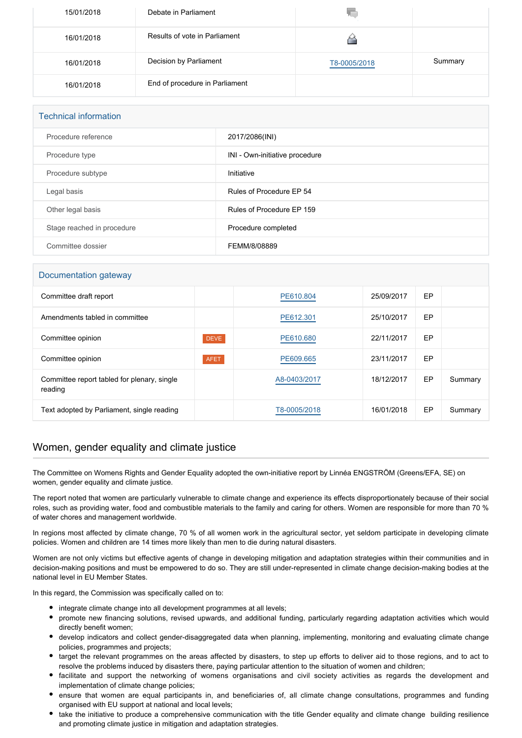| | | | |
|---|---|---|---|
| 15/01/2018 | Debate in Parliament | | |
| 16/01/2018 | Results of vote in Parliament | | |
| 16/01/2018 | Decision by Parliament | T8-0005/2018 | Summary |
| 16/01/2018 | End of procedure in Parliament | | |

## Technical information

| | |
|---|---|
| Procedure reference | 2017/2086(INI) |
| Procedure type | INI - Own-initiative procedure |
| Procedure subtype | Initiative |
| Legal basis | Rules of Procedure EP 54 |
| Other legal basis | Rules of Procedure EP 159 |
| Stage reached in procedure | Procedure completed |
| Committee dossier | FEMM/8/08889 |

## Documentation gateway

| | | | | | |
|---|---|---|---|---|---|
| Committee draft report | | PE610.804 | 25/09/2017 | EP | |
| Amendments tabled in committee | | PE612.301 | 25/10/2017 | EP | |
| Committee opinion | DEVE | PE610.680 | 22/11/2017 | EP | |
| Committee opinion | AFET | PE609.665 | 23/11/2017 | EP | |
| Committee report tabled for plenary, single reading | | A8-0403/2017 | 18/12/2017 | EP | Summary |
| Text adopted by Parliament, single reading | | T8-0005/2018 | 16/01/2018 | EP | Summary |

## Women, gender equality and climate justice

The Committee on Womens Rights and Gender Equality adopted the own-initiative report by Linnéa ENGSTRÖM (Greens/EFA, SE) on women, gender equality and climate justice.

The report noted that women are particularly vulnerable to climate change and experience its effects disproportionately because of their social roles, such as providing water, food and combustible materials to the family and caring for others. Women are responsible for more than 70 % of water chores and management worldwide.

In regions most affected by climate change, 70 % of all women work in the agricultural sector, yet seldom participate in developing climate policies. Women and children are 14 times more likely than men to die during natural disasters.

Women are not only victims but effective agents of change in developing mitigation and adaptation strategies within their communities and in decision-making positions and must be empowered to do so. They are still under-represented in climate change decision-making bodies at the national level in EU Member States.

In this regard, the Commission was specifically called on to:

- integrate climate change into all development programmes at all levels;
- promote new financing solutions, revised upwards, and additional funding, particularly regarding adaptation activities which would directly benefit women;
- develop indicators and collect gender-disaggregated data when planning, implementing, monitoring and evaluating climate change policies, programmes and projects;
- target the relevant programmes on the areas affected by disasters, to step up efforts to deliver aid to those regions, and to act to resolve the problems induced by disasters there, paying particular attention to the situation of women and children;
- facilitate and support the networking of womens organisations and civil society activities as regards the development and implementation of climate change policies;
- ensure that women are equal participants in, and beneficiaries of, all climate change consultations, programmes and funding organised with EU support at national and local levels;
- take the initiative to produce a comprehensive communication with the title Gender equality and climate change  building resilience and promoting climate justice in mitigation and adaptation strategies.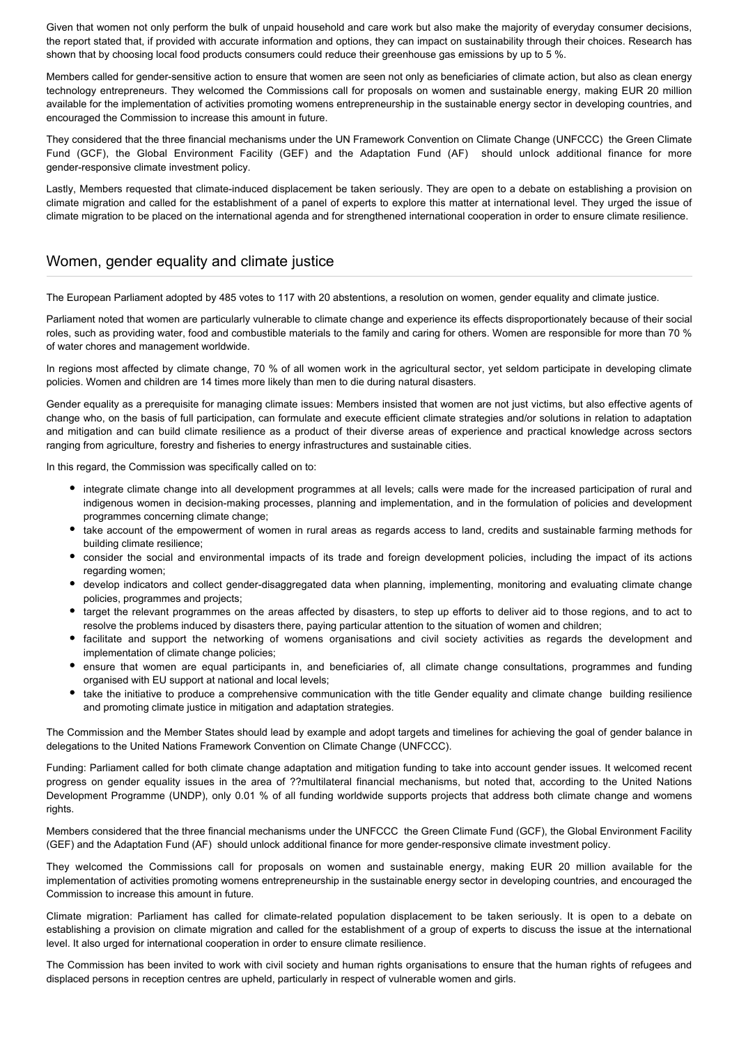Given that women not only perform the bulk of unpaid household and care work but also make the majority of everyday consumer decisions, the report stated that, if provided with accurate information and options, they can impact on sustainability through their choices. Research has shown that by choosing local food products consumers could reduce their greenhouse gas emissions by up to 5 %.

Members called for gender-sensitive action to ensure that women are seen not only as beneficiaries of climate action, but also as clean energy technology entrepreneurs. They welcomed the Commissions call for proposals on women and sustainable energy, making EUR 20 million available for the implementation of activities promoting womens entrepreneurship in the sustainable energy sector in developing countries, and encouraged the Commission to increase this amount in future.

They considered that the three financial mechanisms under the UN Framework Convention on Climate Change (UNFCCC)  the Green Climate Fund (GCF), the Global Environment Facility (GEF) and the Adaptation Fund (AF)  should unlock additional finance for more gender-responsive climate investment policy.

Lastly, Members requested that climate-induced displacement be taken seriously. They are open to a debate on establishing a provision on climate migration and called for the establishment of a panel of experts to explore this matter at international level. They urged the issue of climate migration to be placed on the international agenda and for strengthened international cooperation in order to ensure climate resilience.

## Women, gender equality and climate justice

The European Parliament adopted by 485 votes to 117 with 20 abstentions, a resolution on women, gender equality and climate justice.

Parliament noted that women are particularly vulnerable to climate change and experience its effects disproportionately because of their social roles, such as providing water, food and combustible materials to the family and caring for others. Women are responsible for more than 70 % of water chores and management worldwide.

In regions most affected by climate change, 70 % of all women work in the agricultural sector, yet seldom participate in developing climate policies. Women and children are 14 times more likely than men to die during natural disasters.

Gender equality as a prerequisite for managing climate issues: Members insisted that women are not just victims, but also effective agents of change who, on the basis of full participation, can formulate and execute efficient climate strategies and/or solutions in relation to adaptation and mitigation and can build climate resilience as a product of their diverse areas of experience and practical knowledge across sectors ranging from agriculture, forestry and fisheries to energy infrastructures and sustainable cities.

In this regard, the Commission was specifically called on to:

- integrate climate change into all development programmes at all levels; calls were made for the increased participation of rural and indigenous women in decision-making processes, planning and implementation, and in the formulation of policies and development programmes concerning climate change;
- take account of the empowerment of women in rural areas as regards access to land, credits and sustainable farming methods for building climate resilience;
- consider the social and environmental impacts of its trade and foreign development policies, including the impact of its actions regarding women;
- develop indicators and collect gender-disaggregated data when planning, implementing, monitoring and evaluating climate change policies, programmes and projects;
- target the relevant programmes on the areas affected by disasters, to step up efforts to deliver aid to those regions, and to act to resolve the problems induced by disasters there, paying particular attention to the situation of women and children;
- facilitate and support the networking of womens organisations and civil society activities as regards the development and implementation of climate change policies;
- ensure that women are equal participants in, and beneficiaries of, all climate change consultations, programmes and funding organised with EU support at national and local levels;
- take the initiative to produce a comprehensive communication with the title Gender equality and climate change  building resilience and promoting climate justice in mitigation and adaptation strategies.

The Commission and the Member States should lead by example and adopt targets and timelines for achieving the goal of gender balance in delegations to the United Nations Framework Convention on Climate Change (UNFCCC).

Funding: Parliament called for both climate change adaptation and mitigation funding to take into account gender issues. It welcomed recent progress on gender equality issues in the area of ??multilateral financial mechanisms, but noted that, according to the United Nations Development Programme (UNDP), only 0.01 % of all funding worldwide supports projects that address both climate change and womens rights.

Members considered that the three financial mechanisms under the UNFCCC  the Green Climate Fund (GCF), the Global Environment Facility (GEF) and the Adaptation Fund (AF)  should unlock additional finance for more gender-responsive climate investment policy.

They welcomed the Commissions call for proposals on women and sustainable energy, making EUR 20 million available for the implementation of activities promoting womens entrepreneurship in the sustainable energy sector in developing countries, and encouraged the Commission to increase this amount in future.

Climate migration: Parliament has called for climate-related population displacement to be taken seriously. It is open to a debate on establishing a provision on climate migration and called for the establishment of a group of experts to discuss the issue at the international level. It also urged for international cooperation in order to ensure climate resilience.

The Commission has been invited to work with civil society and human rights organisations to ensure that the human rights of refugees and displaced persons in reception centres are upheld, particularly in respect of vulnerable women and girls.